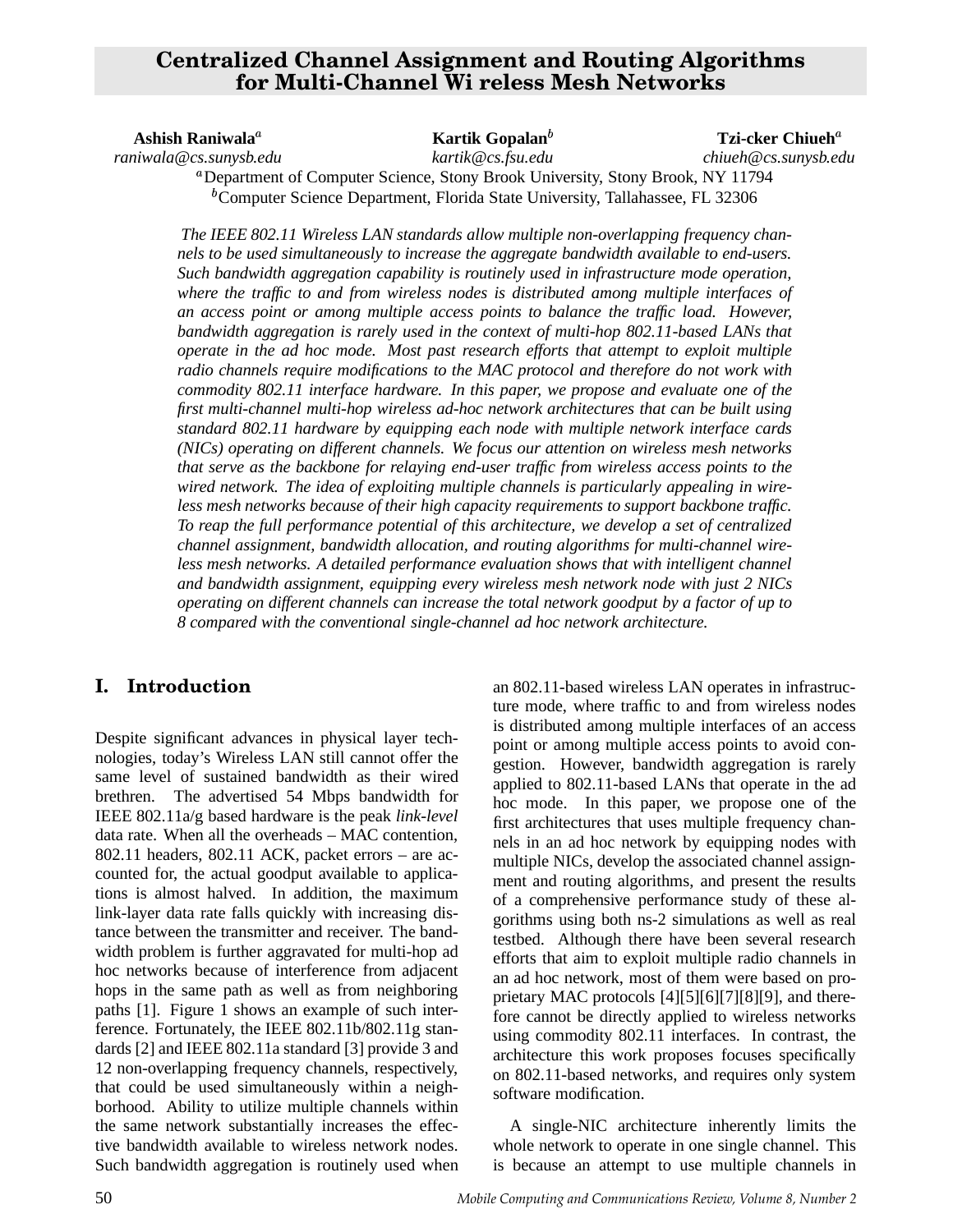# Centralized Channel Assignment and Routing Algorithms for Multi-Channel Wireless Mesh Networks

**Ashish Raniwala**[a] — *raniwala@cs.sunysb.edu*

**Kartik Gopalan**[b] — *kartik@cs.fsu.edu*

**Tzi-cker Chiueh**[a] — *chiueh@cs.sunysb.edu*

[a]Department of Computer Science, Stony Brook University, Stony Brook, NY 11794

[b]Computer Science Department, Florida State University, Tallahassee, FL 32306

*The IEEE 802.11 Wireless LAN standards allow multiple non-overlapping frequency channels to be used simultaneously to increase the aggregate bandwidth available to end-users. Such bandwidth aggregation capability is routinely used in infrastructure mode operation, where the traffic to and from wireless nodes is distributed among multiple interfaces of an access point or among multiple access points to balance the traffic load. However, bandwidth aggregation is rarely used in the context of multi-hop 802.11-based LANs that operate in the ad hoc mode. Most past research efforts that attempt to exploit multiple radio channels require modifications to the MAC protocol and therefore do not work with commodity 802.11 interface hardware. In this paper, we propose and evaluate one of the first multi-channel multi-hop wireless ad-hoc network architectures that can be built using standard 802.11 hardware by equipping each node with multiple network interface cards (NICs) operating on different channels. We focus our attention on wireless mesh networks that serve as the backbone for relaying end-user traffic from wireless access points to the wired network. The idea of exploiting multiple channels is particularly appealing in wireless mesh networks because of their high capacity requirements to support backbone traffic. To reap the full performance potential of this architecture, we develop a set of centralized channel assignment, bandwidth allocation, and routing algorithms for multi-channel wireless mesh networks. A detailed performance evaluation shows that with intelligent channel and bandwidth assignment, equipping every wireless mesh network node with just 2 NICs operating on different channels can increase the total network goodput by a factor of up to 8 compared with the conventional single-channel ad hoc network architecture.*

## I. Introduction

Despite significant advances in physical layer technologies, today's Wireless LAN still cannot offer the same level of sustained bandwidth as their wired brethren. The advertised 54 Mbps bandwidth for IEEE 802.11a/g based hardware is the peak *link-level* data rate. When all the overheads – MAC contention, 802.11 headers, 802.11 ACK, packet errors – are accounted for, the actual goodput available to applications is almost halved. In addition, the maximum link-layer data rate falls quickly with increasing distance between the transmitter and receiver. The bandwidth problem is further aggravated for multi-hop ad hoc networks because of interference from adjacent hops in the same path as well as from neighboring paths [1]. Figure 1 shows an example of such interference. Fortunately, the IEEE 802.11b/802.11g standards [2] and IEEE 802.11a standard [3] provide 3 and 12 non-overlapping frequency channels, respectively, that could be used simultaneously within a neighborhood. Ability to utilize multiple channels within the same network substantially increases the effective bandwidth available to wireless network nodes. Such bandwidth aggregation is routinely used when an 802.11-based wireless LAN operates in infrastructure mode, where traffic to and from wireless nodes is distributed among multiple interfaces of an access point or among multiple access points to avoid congestion. However, bandwidth aggregation is rarely applied to 802.11-based LANs that operate in the ad hoc mode. In this paper, we propose one of the first architectures that uses multiple frequency channels in an ad hoc network by equipping nodes with multiple NICs, develop the associated channel assignment and routing algorithms, and present the results of a comprehensive performance study of these algorithms using both ns-2 simulations as well as real testbed. Although there have been several research efforts that aim to exploit multiple radio channels in an ad hoc network, most of them were based on proprietary MAC protocols [4][5][6][7][8][9], and therefore cannot be directly applied to wireless networks using commodity 802.11 interfaces. In contrast, the architecture this work proposes focuses specifically on 802.11-based networks, and requires only system software modification.

A single-NIC architecture inherently limits the whole network to operate in one single channel. This is because an attempt to use multiple channels in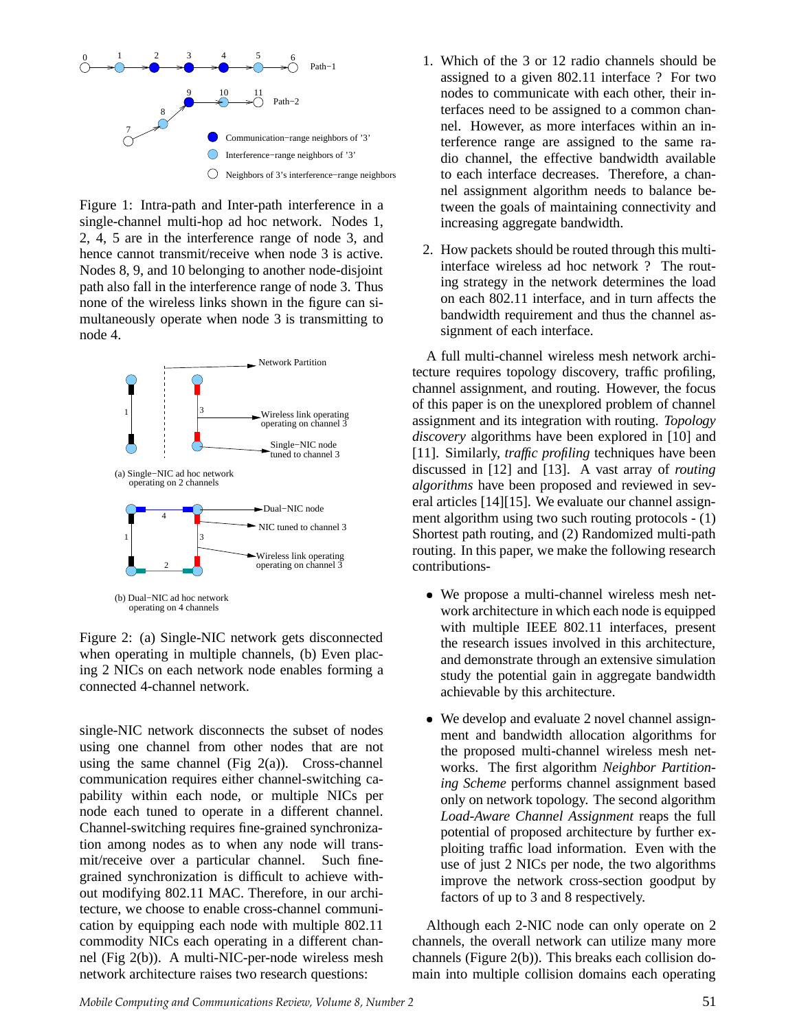Figure 1: Intra-path and Inter-path interference in a single-channel multi-hop ad hoc network. Nodes 1, 2, 4, 5 are in the interference range of node 3, and hence cannot transmit/receive when node 3 is active. Nodes 8, 9, and 10 belonging to another node-disjoint path also fall in the interference range of node 3. Thus none of the wireless links shown in the figure can simultaneously operate when node 3 is transmitting to node 4.

Figure 2: (a) Single-NIC network gets disconnected when operating in multiple channels, (b) Even placing 2 NICs on each network node enables forming a connected 4-channel network.

single-NIC network disconnects the subset of nodes using one channel from other nodes that are not using the same channel (Fig 2(a)). Cross-channel communication requires either channel-switching capability within each node, or multiple NICs per node each tuned to operate in a different channel. Channel-switching requires fine-grained synchronization among nodes as to when any node will transmit/receive over a particular channel. Such fine-grained synchronization is difficult to achieve without modifying 802.11 MAC. Therefore, in our architecture, we choose to enable cross-channel communication by equipping each node with multiple 802.11 commodity NICs each operating in a different channel (Fig 2(b)). A multi-NIC-per-node wireless mesh network architecture raises two research questions:

1. Which of the 3 or 12 radio channels should be assigned to a given 802.11 interface ? For two nodes to communicate with each other, their interfaces need to be assigned to a common channel. However, as more interfaces within an interference range are assigned to the same radio channel, the effective bandwidth available to each interface decreases. Therefore, a channel assignment algorithm needs to balance between the goals of maintaining connectivity and increasing aggregate bandwidth.

2. How packets should be routed through this multi-interface wireless ad hoc network ? The routing strategy in the network determines the load on each 802.11 interface, and in turn affects the bandwidth requirement and thus the channel assignment of each interface.

A full multi-channel wireless mesh network architecture requires topology discovery, traffic profiling, channel assignment, and routing. However, the focus of this paper is on the unexplored problem of channel assignment and its integration with routing. *Topology discovery* algorithms have been explored in [10] and [11]. Similarly, *traffic profiling* techniques have been discussed in [12] and [13]. A vast array of *routing algorithms* have been proposed and reviewed in several articles [14][15]. We evaluate our channel assignment algorithm using two such routing protocols - (1) Shortest path routing, and (2) Randomized multi-path routing. In this paper, we make the following research contributions-

- We propose a multi-channel wireless mesh network architecture in which each node is equipped with multiple IEEE 802.11 interfaces, present the research issues involved in this architecture, and demonstrate through an extensive simulation study the potential gain in aggregate bandwidth achievable by this architecture.

- We develop and evaluate 2 novel channel assignment and bandwidth allocation algorithms for the proposed multi-channel wireless mesh networks. The first algorithm *Neighbor Partitioning Scheme* performs channel assignment based only on network topology. The second algorithm *Load-Aware Channel Assignment* reaps the full potential of proposed architecture by further exploiting traffic load information. Even with the use of just 2 NICs per node, the two algorithms improve the network cross-section goodput by factors of up to 3 and 8 respectively.

Although each 2-NIC node can only operate on 2 channels, the overall network can utilize many more channels (Figure 2(b)). This breaks each collision domain into multiple collision domains each operating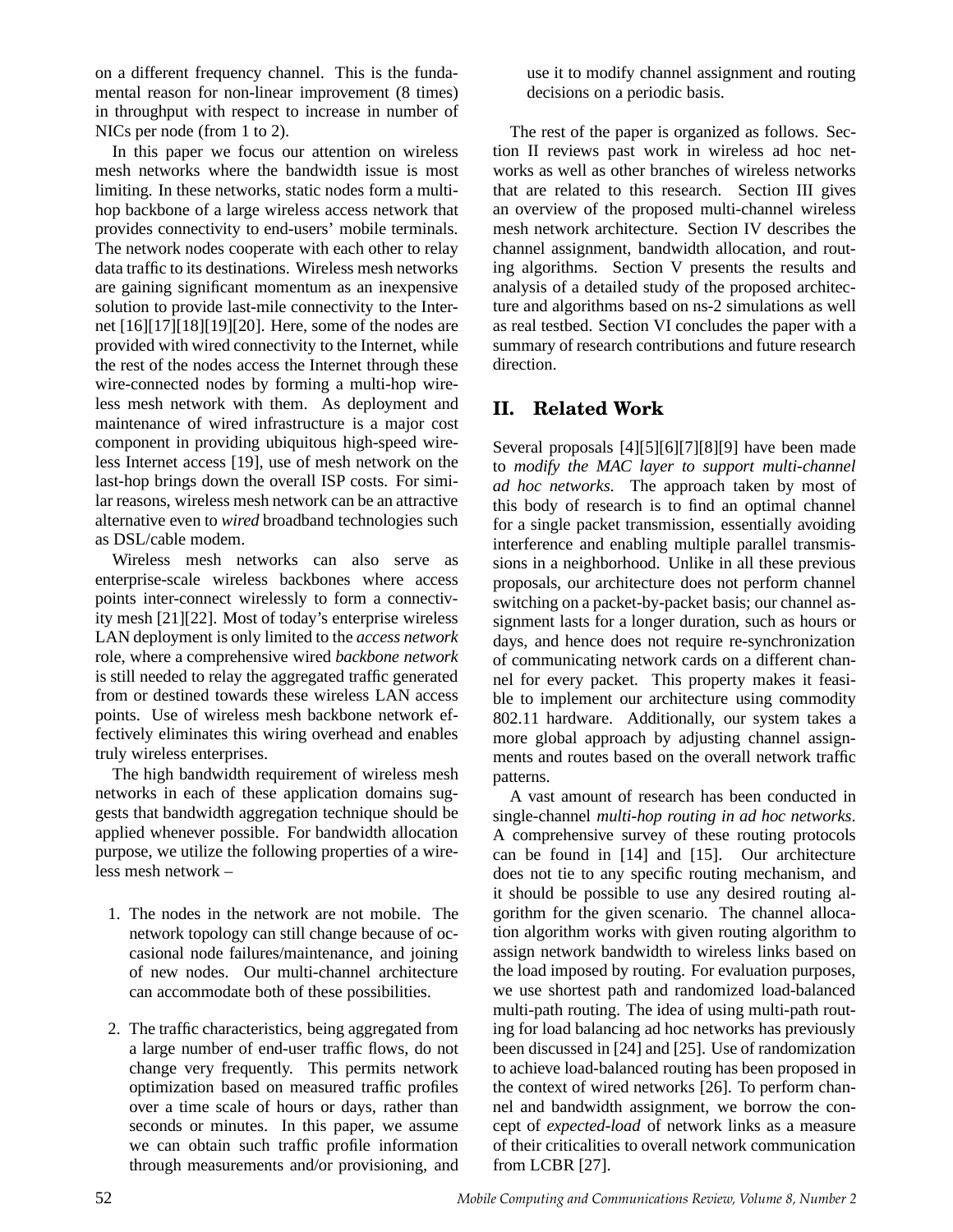on a different frequency channel. This is the fundamental reason for non-linear improvement (8 times) in throughput with respect to increase in number of NICs per node (from 1 to 2).

In this paper we focus our attention on wireless mesh networks where the bandwidth issue is most limiting. In these networks, static nodes form a multi-hop backbone of a large wireless access network that provides connectivity to end-users' mobile terminals. The network nodes cooperate with each other to relay data traffic to its destinations. Wireless mesh networks are gaining significant momentum as an inexpensive solution to provide last-mile connectivity to the Internet [16][17][18][19][20]. Here, some of the nodes are provided with wired connectivity to the Internet, while the rest of the nodes access the Internet through these wire-connected nodes by forming a multi-hop wireless mesh network with them. As deployment and maintenance of wired infrastructure is a major cost component in providing ubiquitous high-speed wireless Internet access [19], use of mesh network on the last-hop brings down the overall ISP costs. For similar reasons, wireless mesh network can be an attractive alternative even to *wired* broadband technologies such as DSL/cable modem.

Wireless mesh networks can also serve as enterprise-scale wireless backbones where access points inter-connect wirelessly to form a connectivity mesh [21][22]. Most of today's enterprise wireless LAN deployment is only limited to the *access network* role, where a comprehensive wired *backbone network* is still needed to relay the aggregated traffic generated from or destined towards these wireless LAN access points. Use of wireless mesh backbone network effectively eliminates this wiring overhead and enables truly wireless enterprises.

The high bandwidth requirement of wireless mesh networks in each of these application domains suggests that bandwidth aggregation technique should be applied whenever possible. For bandwidth allocation purpose, we utilize the following properties of a wireless mesh network –

1. The nodes in the network are not mobile. The network topology can still change because of occasional node failures/maintenance, and joining of new nodes. Our multi-channel architecture can accommodate both of these possibilities.

2. The traffic characteristics, being aggregated from a large number of end-user traffic flows, do not change very frequently. This permits network optimization based on measured traffic profiles over a time scale of hours or days, rather than seconds or minutes. In this paper, we assume we can obtain such traffic profile information through measurements and/or provisioning, and use it to modify channel assignment and routing decisions on a periodic basis.

The rest of the paper is organized as follows. Section II reviews past work in wireless ad hoc networks as well as other branches of wireless networks that are related to this research. Section III gives an overview of the proposed multi-channel wireless mesh network architecture. Section IV describes the channel assignment, bandwidth allocation, and routing algorithms. Section V presents the results and analysis of a detailed study of the proposed architecture and algorithms based on ns-2 simulations as well as real testbed. Section VI concludes the paper with a summary of research contributions and future research direction.

## II. Related Work

Several proposals [4][5][6][7][8][9] have been made to *modify the MAC layer to support multi-channel ad hoc networks*. The approach taken by most of this body of research is to find an optimal channel for a single packet transmission, essentially avoiding interference and enabling multiple parallel transmissions in a neighborhood. Unlike in all these previous proposals, our architecture does not perform channel switching on a packet-by-packet basis; our channel assignment lasts for a longer duration, such as hours or days, and hence does not require re-synchronization of communicating network cards on a different channel for every packet. This property makes it feasible to implement our architecture using commodity 802.11 hardware. Additionally, our system takes a more global approach by adjusting channel assignments and routes based on the overall network traffic patterns.

A vast amount of research has been conducted in single-channel *multi-hop routing in ad hoc networks*. A comprehensive survey of these routing protocols can be found in [14] and [15]. Our architecture does not tie to any specific routing mechanism, and it should be possible to use any desired routing algorithm for the given scenario. The channel allocation algorithm works with given routing algorithm to assign network bandwidth to wireless links based on the load imposed by routing. For evaluation purposes, we use shortest path and randomized load-balanced multi-path routing. The idea of using multi-path routing for load balancing ad hoc networks has previously been discussed in [24] and [25]. Use of randomization to achieve load-balanced routing has been proposed in the context of wired networks [26]. To perform channel and bandwidth assignment, we borrow the concept of *expected-load* of network links as a measure of their criticalities to overall network communication from LCBR [27].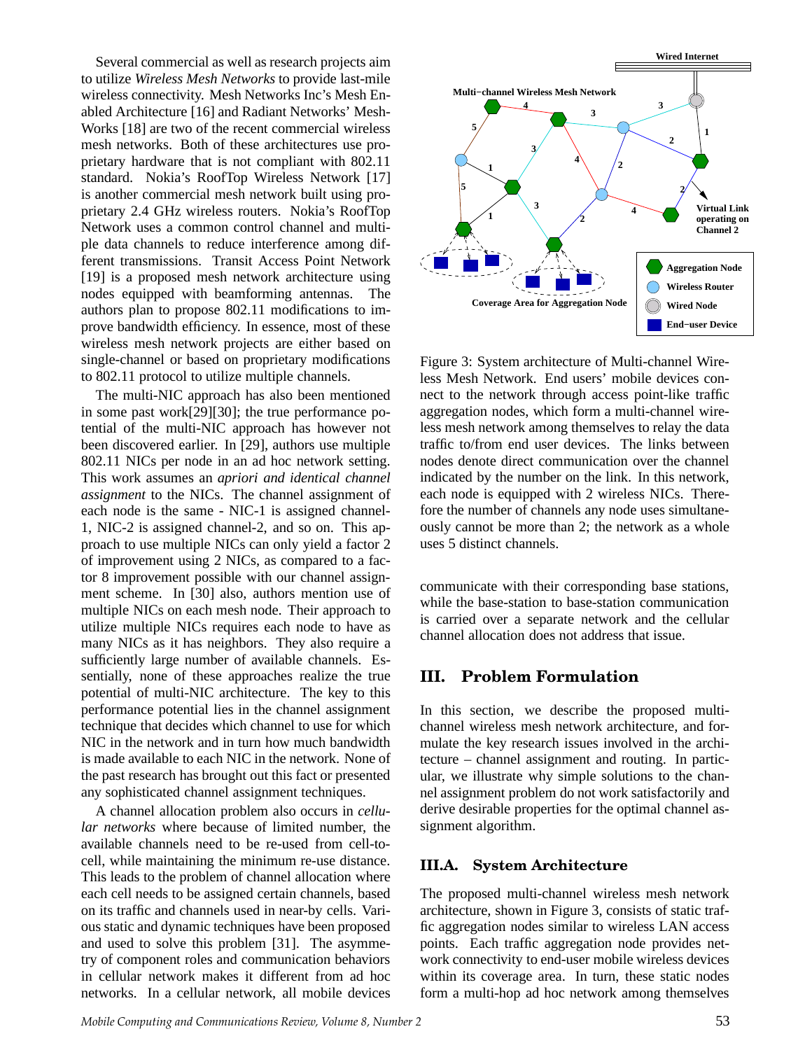Several commercial as well as research projects aim to utilize *Wireless Mesh Networks* to provide last-mile wireless connectivity. Mesh Networks Inc's Mesh Enabled Architecture [16] and Radiant Networks' MeshWorks [18] are two of the recent commercial wireless mesh networks. Both of these architectures use proprietary hardware that is not compliant with 802.11 standard. Nokia's RoofTop Wireless Network [17] is another commercial mesh network built using proprietary 2.4 GHz wireless routers. Nokia's RoofTop Network uses a common control channel and multiple data channels to reduce interference among different transmissions. Transit Access Point Network [19] is a proposed mesh network architecture using nodes equipped with beamforming antennas. The authors plan to propose 802.11 modifications to improve bandwidth efficiency. In essence, most of these wireless mesh network projects are either based on single-channel or based on proprietary modifications to 802.11 protocol to utilize multiple channels.

The multi-NIC approach has also been mentioned in some past work[29][30]; the true performance potential of the multi-NIC approach has however not been discovered earlier. In [29], authors use multiple 802.11 NICs per node in an ad hoc network setting. This work assumes an *apriori and identical channel assignment* to the NICs. The channel assignment of each node is the same - NIC-1 is assigned channel-1, NIC-2 is assigned channel-2, and so on. This approach to use multiple NICs can only yield a factor 2 of improvement using 2 NICs, as compared to a factor 8 improvement possible with our channel assignment scheme. In [30] also, authors mention use of multiple NICs on each mesh node. Their approach to utilize multiple NICs requires each node to have as many NICs as it has neighbors. They also require a sufficiently large number of available channels. Essentially, none of these approaches realize the true potential of multi-NIC architecture. The key to this performance potential lies in the channel assignment technique that decides which channel to use for which NIC in the network and in turn how much bandwidth is made available to each NIC in the network. None of the past research has brought out this fact or presented any sophisticated channel assignment techniques.

A channel allocation problem also occurs in *cellular networks* where because of limited number, the available channels need to be re-used from cell-to-cell, while maintaining the minimum re-use distance. This leads to the problem of channel allocation where each cell needs to be assigned certain channels, based on its traffic and channels used in near-by cells. Various static and dynamic techniques have been proposed and used to solve this problem [31]. The asymmetry of component roles and communication behaviors in cellular network makes it different from ad hoc networks. In a cellular network, all mobile devices communicate with their corresponding base stations, while the base-station to base-station communication is carried over a separate network and the cellular channel allocation does not address that issue.

Figure 3: System architecture of Multi-channel Wireless Mesh Network. End users' mobile devices connect to the network through access point-like traffic aggregation nodes, which form a multi-channel wireless mesh network among themselves to relay the data traffic to/from end user devices. The links between nodes denote direct communication over the channel indicated by the number on the link. In this network, each node is equipped with 2 wireless NICs. Therefore the number of channels any node uses simultaneously cannot be more than 2; the network as a whole uses 5 distinct channels.

## III. Problem Formulation

In this section, we describe the proposed multi-channel wireless mesh network architecture, and formulate the key research issues involved in the architecture – channel assignment and routing. In particular, we illustrate why simple solutions to the channel assignment problem do not work satisfactorily and derive desirable properties for the optimal channel assignment algorithm.

### III.A. System Architecture

The proposed multi-channel wireless mesh network architecture, shown in Figure 3, consists of static traffic aggregation nodes similar to wireless LAN access points. Each traffic aggregation node provides network connectivity to end-user mobile wireless devices within its coverage area. In turn, these static nodes form a multi-hop ad hoc network among themselves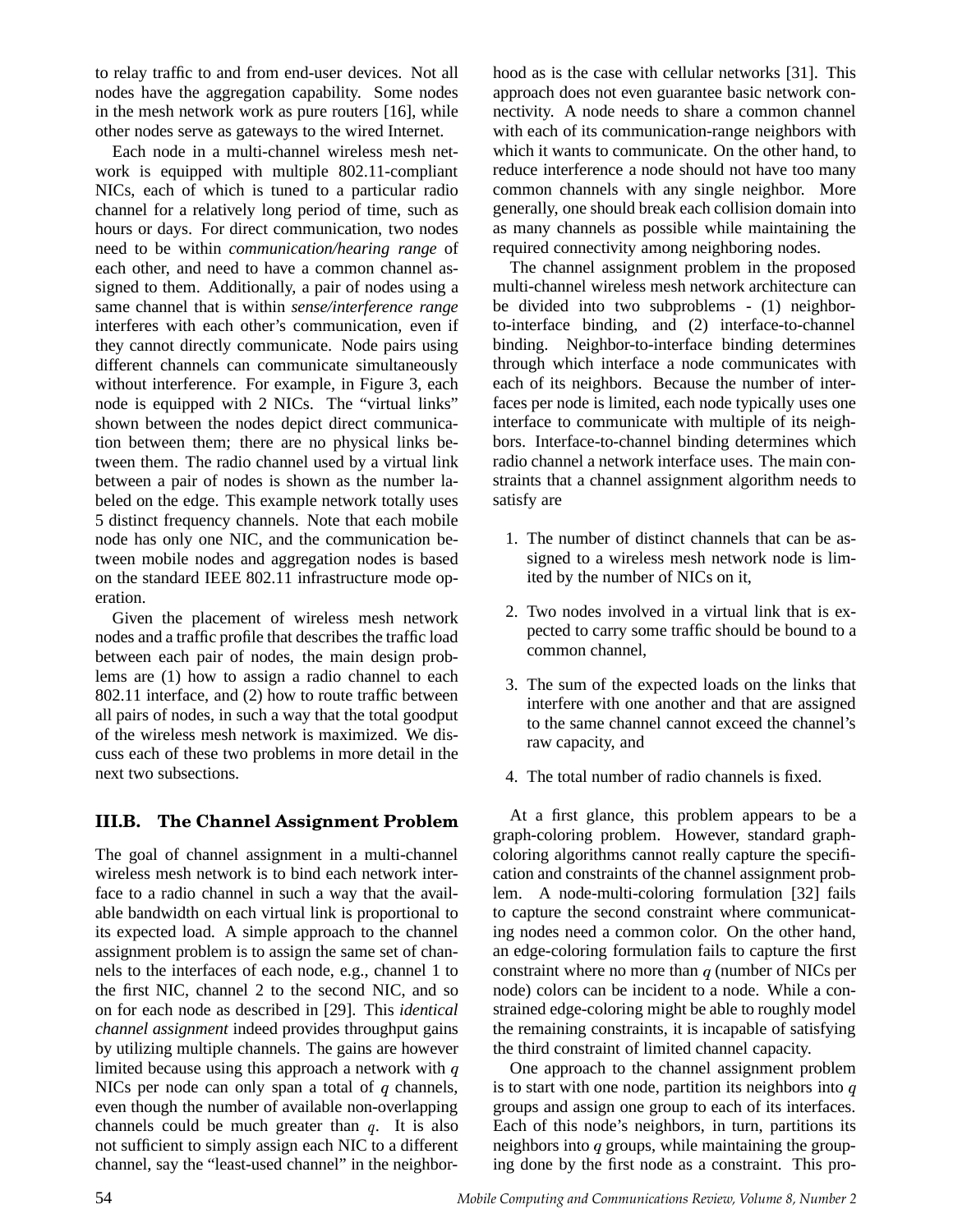to relay traffic to and from end-user devices. Not all nodes have the aggregation capability. Some nodes in the mesh network work as pure routers [16], while other nodes serve as gateways to the wired Internet.

Each node in a multi-channel wireless mesh network is equipped with multiple 802.11-compliant NICs, each of which is tuned to a particular radio channel for a relatively long period of time, such as hours or days. For direct communication, two nodes need to be within *communication/hearing range* of each other, and need to have a common channel assigned to them. Additionally, a pair of nodes using a same channel that is within *sense/interference range* interferes with each other's communication, even if they cannot directly communicate. Node pairs using different channels can communicate simultaneously without interference. For example, in Figure 3, each node is equipped with 2 NICs. The "virtual links" shown between the nodes depict direct communication between them; there are no physical links between them. The radio channel used by a virtual link between a pair of nodes is shown as the number labeled on the edge. This example network totally uses 5 distinct frequency channels. Note that each mobile node has only one NIC, and the communication between mobile nodes and aggregation nodes is based on the standard IEEE 802.11 infrastructure mode operation.

Given the placement of wireless mesh network nodes and a traffic profile that describes the traffic load between each pair of nodes, the main design problems are (1) how to assign a radio channel to each 802.11 interface, and (2) how to route traffic between all pairs of nodes, in such a way that the total goodput of the wireless mesh network is maximized. We discuss each of these two problems in more detail in the next two subsections.

### III.B. The Channel Assignment Problem

The goal of channel assignment in a multi-channel wireless mesh network is to bind each network interface to a radio channel in such a way that the available bandwidth on each virtual link is proportional to its expected load. A simple approach to the channel assignment problem is to assign the same set of channels to the interfaces of each node, e.g., channel 1 to the first NIC, channel 2 to the second NIC, and so on for each node as described in [29]. This *identical channel assignment* indeed provides throughput gains by utilizing multiple channels. The gains are however limited because using this approach a network with $q$ NICs per node can only span a total of $q$ channels, even though the number of available non-overlapping channels could be much greater than $q$. It is also not sufficient to simply assign each NIC to a different channel, say the "least-used channel" in the neighborhood as is the case with cellular networks [31]. This approach does not even guarantee basic network connectivity. A node needs to share a common channel with each of its communication-range neighbors with which it wants to communicate. On the other hand, to reduce interference a node should not have too many common channels with any single neighbor. More generally, one should break each collision domain into as many channels as possible while maintaining the required connectivity among neighboring nodes.

The channel assignment problem in the proposed multi-channel wireless mesh network architecture can be divided into two subproblems - (1) neighbor-to-interface binding, and (2) interface-to-channel binding. Neighbor-to-interface binding determines through which interface a node communicates with each of its neighbors. Because the number of interfaces per node is limited, each node typically uses one interface to communicate with multiple of its neighbors. Interface-to-channel binding determines which radio channel a network interface uses. The main constraints that a channel assignment algorithm needs to satisfy are

1. The number of distinct channels that can be assigned to a wireless mesh network node is limited by the number of NICs on it,
2. Two nodes involved in a virtual link that is expected to carry some traffic should be bound to a common channel,
3. The sum of the expected loads on the links that interfere with one another and that are assigned to the same channel cannot exceed the channel's raw capacity, and
4. The total number of radio channels is fixed.

At a first glance, this problem appears to be a graph-coloring problem. However, standard graph-coloring algorithms cannot really capture the specification and constraints of the channel assignment problem. A node-multi-coloring formulation [32] fails to capture the second constraint where communicating nodes need a common color. On the other hand, an edge-coloring formulation fails to capture the first constraint where no more than $q$ (number of NICs per node) colors can be incident to a node. While a constrained edge-coloring might be able to roughly model the remaining constraints, it is incapable of satisfying the third constraint of limited channel capacity.

One approach to the channel assignment problem is to start with one node, partition its neighbors into $q$ groups and assign one group to each of its interfaces. Each of this node's neighbors, in turn, partitions its neighbors into $q$ groups, while maintaining the grouping done by the first node as a constraint. This pro-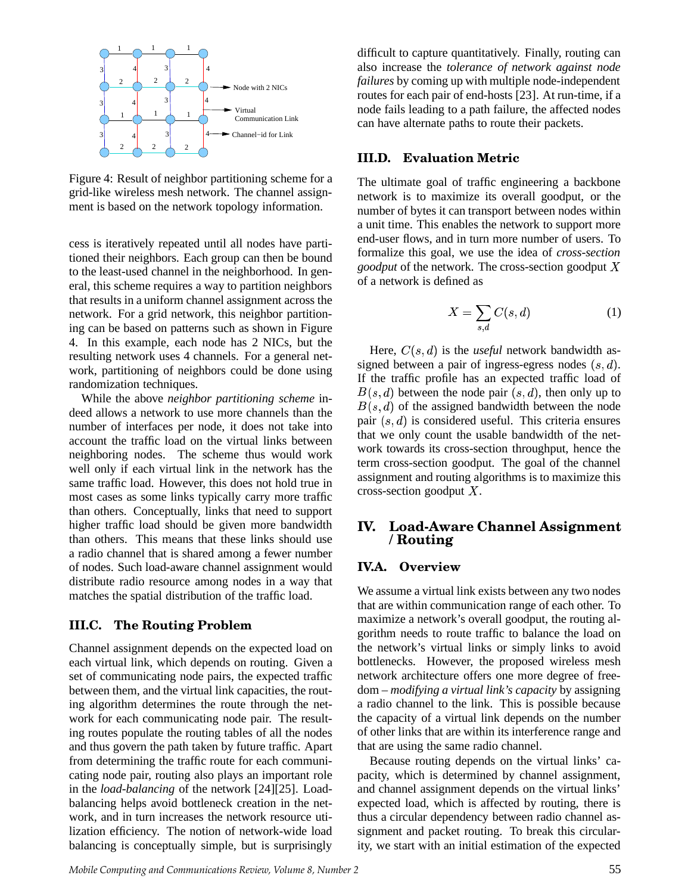Figure 4: Result of neighbor partitioning scheme for a grid-like wireless mesh network. The channel assignment is based on the network topology information.

cess is iteratively repeated until all nodes have partitioned their neighbors. Each group can then be bound to the least-used channel in the neighborhood. In general, this scheme requires a way to partition neighbors that results in a uniform channel assignment across the network. For a grid network, this neighbor partitioning can be based on patterns such as shown in Figure 4. In this example, each node has 2 NICs, but the resulting network uses 4 channels. For a general network, partitioning of neighbors could be done using randomization techniques.

While the above *neighbor partitioning scheme* indeed allows a network to use more channels than the number of interfaces per node, it does not take into account the traffic load on the virtual links between neighboring nodes. The scheme thus would work well only if each virtual link in the network has the same traffic load. However, this does not hold true in most cases as some links typically carry more traffic than others. Conceptually, links that need to support higher traffic load should be given more bandwidth than others. This means that these links should use a radio channel that is shared among a fewer number of nodes. Such load-aware channel assignment would distribute radio resource among nodes in a way that matches the spatial distribution of the traffic load.

### III.C. The Routing Problem

Channel assignment depends on the expected load on each virtual link, which depends on routing. Given a set of communicating node pairs, the expected traffic between them, and the virtual link capacities, the routing algorithm determines the route through the network for each communicating node pair. The resulting routes populate the routing tables of all the nodes and thus govern the path taken by future traffic. Apart from determining the traffic route for each communicating node pair, routing also plays an important role in the *load-balancing* of the network [24][25]. Load-balancing helps avoid bottleneck creation in the network, and in turn increases the network resource utilization efficiency. The notion of network-wide load balancing is conceptually simple, but is surprisingly difficult to capture quantitatively. Finally, routing can also increase the *tolerance of network against node failures* by coming up with multiple node-independent routes for each pair of end-hosts [23]. At run-time, if a node fails leading to a path failure, the affected nodes can have alternate paths to route their packets.

### III.D. Evaluation Metric

The ultimate goal of traffic engineering a backbone network is to maximize its overall goodput, or the number of bytes it can transport between nodes within a unit time. This enables the network to support more end-user flows, and in turn more number of users. To formalize this goal, we use the idea of *cross-section goodput* of the network. The cross-section goodput $X$ of a network is defined as

$$X = \sum_{s,d} C(s,d) \qquad (1)$$

Here, $C(s,d)$ is the *useful* network bandwidth assigned between a pair of ingress-egress nodes $(s,d)$. If the traffic profile has an expected traffic load of $B(s,d)$ between the node pair $(s,d)$, then only up to $B(s,d)$ of the assigned bandwidth between the node pair $(s,d)$ is considered useful. This criteria ensures that we only count the usable bandwidth of the network towards its cross-section throughput, hence the term cross-section goodput. The goal of the channel assignment and routing algorithms is to maximize this cross-section goodput $X$.

## IV. Load-Aware Channel Assignment / Routing

### IV.A. Overview

We assume a virtual link exists between any two nodes that are within communication range of each other. To maximize a network's overall goodput, the routing algorithm needs to route traffic to balance the load on the network's virtual links or simply links to avoid bottlenecks. However, the proposed wireless mesh network architecture offers one more degree of freedom – *modifying a virtual link's capacity* by assigning a radio channel to the link. This is possible because the capacity of a virtual link depends on the number of other links that are within its interference range and that are using the same radio channel.

Because routing depends on the virtual links' capacity, which is determined by channel assignment, and channel assignment depends on the virtual links' expected load, which is affected by routing, there is thus a circular dependency between radio channel assignment and packet routing. To break this circularity, we start with an initial estimation of the expected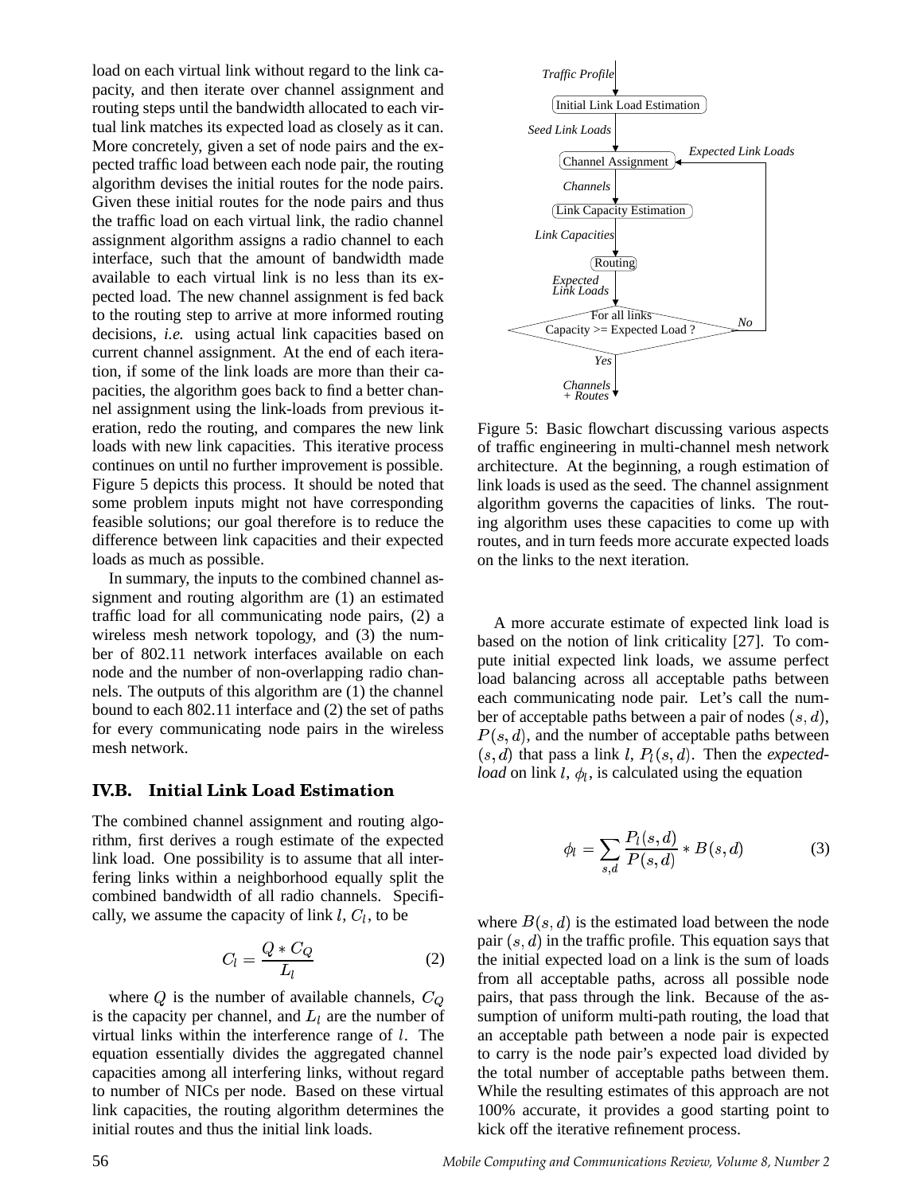load on each virtual link without regard to the link capacity, and then iterate over channel assignment and routing steps until the bandwidth allocated to each virtual link matches its expected load as closely as it can. More concretely, given a set of node pairs and the expected traffic load between each node pair, the routing algorithm devises the initial routes for the node pairs. Given these initial routes for the node pairs and thus the traffic load on each virtual link, the radio channel assignment algorithm assigns a radio channel to each interface, such that the amount of bandwidth made available to each virtual link is no less than its expected load. The new channel assignment is fed back to the routing step to arrive at more informed routing decisions, *i.e.* using actual link capacities based on current channel assignment. At the end of each iteration, if some of the link loads are more than their capacities, the algorithm goes back to find a better channel assignment using the link-loads from previous iteration, redo the routing, and compares the new link loads with new link capacities. This iterative process continues on until no further improvement is possible. Figure 5 depicts this process. It should be noted that some problem inputs might not have corresponding feasible solutions; our goal therefore is to reduce the difference between link capacities and their expected loads as much as possible.

In summary, the inputs to the combined channel assignment and routing algorithm are (1) an estimated traffic load for all communicating node pairs, (2) a wireless mesh network topology, and (3) the number of 802.11 network interfaces available on each node and the number of non-overlapping radio channels. The outputs of this algorithm are (1) the channel bound to each 802.11 interface and (2) the set of paths for every communicating node pairs in the wireless mesh network.

### IV.B. Initial Link Load Estimation

The combined channel assignment and routing algorithm, first derives a rough estimate of the expected link load. One possibility is to assume that all interfering links within a neighborhood equally split the combined bandwidth of all radio channels. Specifically, we assume the capacity of link $l$, $C_l$, to be

$$C_l = \frac{Q * C_Q}{L_l} \tag{2}$$

where $Q$ is the number of available channels, $C_Q$ is the capacity per channel, and $L_l$ are the number of virtual links within the interference range of $l$. The equation essentially divides the aggregated channel capacities among all interfering links, without regard to number of NICs per node. Based on these virtual link capacities, the routing algorithm determines the initial routes and thus the initial link loads.

Traffic Profile → Initial Link Load Estimation → Seed Link Loads → Channel Assignment → Channels → Link Capacity Estimation → Link Capacities → Routing → Expected Link Loads → For all links Capacity >= Expected Load ? — No → Expected Link Loads (back to Channel Assignment); Yes → Channels + Routes

Figure 5: Basic flowchart discussing various aspects of traffic engineering in multi-channel mesh network architecture. At the beginning, a rough estimation of link loads is used as the seed. The channel assignment algorithm governs the capacities of links. The routing algorithm uses these capacities to come up with routes, and in turn feeds more accurate expected loads on the links to the next iteration.

A more accurate estimate of expected link load is based on the notion of link criticality [27]. To compute initial expected link loads, we assume perfect load balancing across all acceptable paths between each communicating node pair. Let's call the number of acceptable paths between a pair of nodes $(s, d)$, $P(s, d)$, and the number of acceptable paths between $(s, d)$ that pass a link $l$, $P_l(s, d)$. Then the *expected-load* on link $l$, $\phi_l$, is calculated using the equation

$$\phi_l = \sum_{s,d} \frac{P_l(s,d)}{P(s,d)} * B(s,d) \tag{3}$$

where $B(s, d)$ is the estimated load between the node pair $(s, d)$ in the traffic profile. This equation says that the initial expected load on a link is the sum of loads from all acceptable paths, across all possible node pairs, that pass through the link. Because of the assumption of uniform multi-path routing, the load that an acceptable path between a node pair is expected to carry is the node pair's expected load divided by the total number of acceptable paths between them. While the resulting estimates of this approach are not 100% accurate, it provides a good starting point to kick off the iterative refinement process.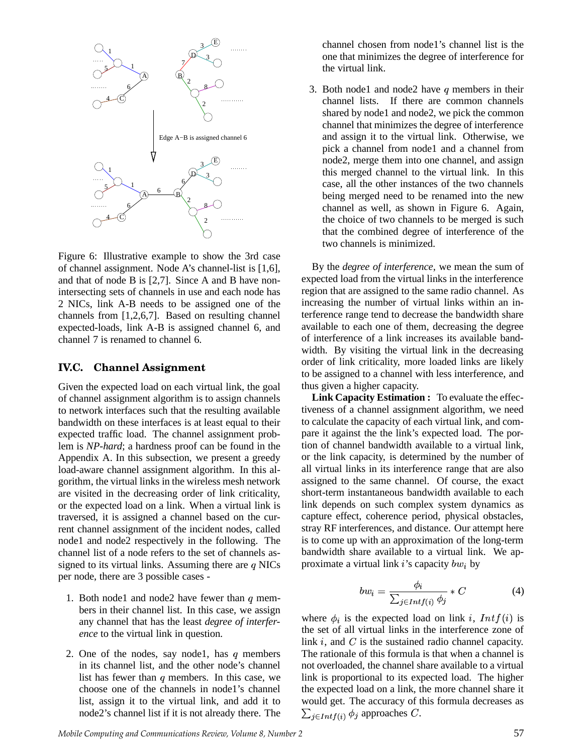Figure 6: Illustrative example to show the 3rd case of channel assignment. Node A's channel-list is [1,6], and that of node B is [2,7]. Since A and B have non-intersecting sets of channels in use and each node has 2 NICs, link A-B needs to be assigned one of the channels from [1,2,6,7]. Based on resulting channel expected-loads, link A-B is assigned channel 6, and channel 7 is renamed to channel 6.

### IV.C. Channel Assignment

Given the expected load on each virtual link, the goal of channel assignment algorithm is to assign channels to network interfaces such that the resulting available bandwidth on these interfaces is at least equal to their expected traffic load. The channel assignment problem is *NP-hard*; a hardness proof can be found in the Appendix A. In this subsection, we present a greedy load-aware channel assignment algorithm. In this algorithm, the virtual links in the wireless mesh network are visited in the decreasing order of link criticality, or the expected load on a link. When a virtual link is traversed, it is assigned a channel based on the current channel assignment of the incident nodes, called node1 and node2 respectively in the following. The channel list of a node refers to the set of channels assigned to its virtual links. Assuming there are $q$ NICs per node, there are 3 possible cases -

1. Both node1 and node2 have fewer than $q$ members in their channel list. In this case, we assign any channel that has the least *degree of interference* to the virtual link in question.

2. One of the nodes, say node1, has $q$ members in its channel list, and the other node's channel list has fewer than $q$ members. In this case, we choose one of the channels in node1's channel list, assign it to the virtual link, and add it to node2's channel list if it is not already there. The channel chosen from node1's channel list is the one that minimizes the degree of interference for the virtual link.

3. Both node1 and node2 have $q$ members in their channel lists. If there are common channels shared by node1 and node2, we pick the common channel that minimizes the degree of interference and assign it to the virtual link. Otherwise, we pick a channel from node1 and a channel from node2, merge them into one channel, and assign this merged channel to the virtual link. In this case, all the other instances of the two channels being merged need to be renamed into the new channel as well, as shown in Figure 6. Again, the choice of two channels to be merged is such that the combined degree of interference of the two channels is minimized.

By the *degree of interference*, we mean the sum of expected load from the virtual links in the interference region that are assigned to the same radio channel. As increasing the number of virtual links within an interference range tend to decrease the bandwidth share available to each one of them, decreasing the degree of interference of a link increases its available bandwidth. By visiting the virtual link in the decreasing order of link criticality, more loaded links are likely to be assigned to a channel with less interference, and thus given a higher capacity.

**Link Capacity Estimation :** To evaluate the effectiveness of a channel assignment algorithm, we need to calculate the capacity of each virtual link, and compare it against the the link's expected load. The portion of channel bandwidth available to a virtual link, or the link capacity, is determined by the number of all virtual links in its interference range that are also assigned to the same channel. Of course, the exact short-term instantaneous bandwidth available to each link depends on such complex system dynamics as capture effect, coherence period, physical obstacles, stray RF interferences, and distance. Our attempt here is to come up with an approximation of the long-term bandwidth share available to a virtual link. We approximate a virtual link $i$'s capacity $bw_i$ by

$$bw_i = \frac{\phi_i}{\sum_{j \in Intf(i)} \phi_j} * C \tag{4}$$

where $\phi_i$ is the expected load on link $i$, $Intf(i)$ is the set of all virtual links in the interference zone of link $i$, and $C$ is the sustained radio channel capacity. The rationale of this formula is that when a channel is not overloaded, the channel share available to a virtual link is proportional to its expected load. The higher the expected load on a link, the more channel share it would get. The accuracy of this formula decreases as $\sum_{j \in Intf(i)} \phi_j$ approaches $C$.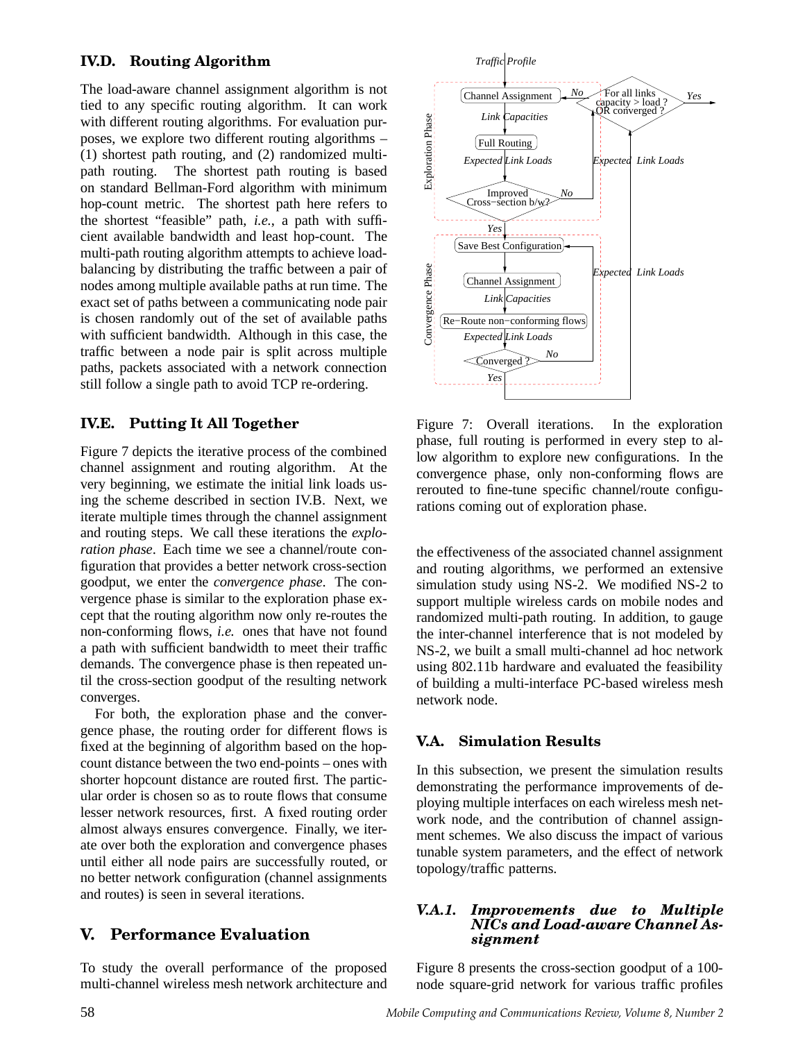### IV.D. Routing Algorithm

The load-aware channel assignment algorithm is not tied to any specific routing algorithm. It can work with different routing algorithms. For evaluation purposes, we explore two different routing algorithms – (1) shortest path routing, and (2) randomized multi-path routing. The shortest path routing is based on standard Bellman-Ford algorithm with minimum hop-count metric. The shortest path here refers to the shortest "feasible" path, *i.e.*, a path with sufficient available bandwidth and least hop-count. The multi-path routing algorithm attempts to achieve load-balancing by distributing the traffic between a pair of nodes among multiple available paths at run time. The exact set of paths between a communicating node pair is chosen randomly out of the set of available paths with sufficient bandwidth. Although in this case, the traffic between a node pair is split across multiple paths, packets associated with a network connection still follow a single path to avoid TCP re-ordering.

### IV.E. Putting It All Together

Figure 7 depicts the iterative process of the combined channel assignment and routing algorithm. At the very beginning, we estimate the initial link loads using the scheme described in section IV.B. Next, we iterate multiple times through the channel assignment and routing steps. We call these iterations the *exploration phase*. Each time we see a channel/route configuration that provides a better network cross-section goodput, we enter the *convergence phase*. The convergence phase is similar to the exploration phase except that the routing algorithm now only re-routes the non-conforming flows, *i.e.* ones that have not found a path with sufficient bandwidth to meet their traffic demands. The convergence phase is then repeated until the cross-section goodput of the resulting network converges.

For both, the exploration phase and the convergence phase, the routing order for different flows is fixed at the beginning of algorithm based on the hop-count distance between the two end-points – ones with shorter hopcount distance are routed first. The particular order is chosen so as to route flows that consume lesser network resources, first. A fixed routing order almost always ensures convergence. Finally, we iterate over both the exploration and convergence phases until either all node pairs are successfully routed, or no better network configuration (channel assignments and routes) is seen in several iterations.

## V. Performance Evaluation

To study the overall performance of the proposed multi-channel wireless mesh network architecture and the effectiveness of the associated channel assignment and routing algorithms, we performed an extensive simulation study using NS-2. We modified NS-2 to support multiple wireless cards on mobile nodes and randomized multi-path routing. In addition, to gauge the inter-channel interference that is not modeled by NS-2, we built a small multi-channel ad hoc network using 802.11b hardware and evaluated the feasibility of building a multi-interface PC-based wireless mesh network node.

Figure 7: Overall iterations. In the exploration phase, full routing is performed in every step to allow algorithm to explore new configurations. In the convergence phase, only non-conforming flows are rerouted to fine-tune specific channel/route configurations coming out of exploration phase.

### V.A. Simulation Results

In this subsection, we present the simulation results demonstrating the performance improvements of deploying multiple interfaces on each wireless mesh network node, and the contribution of channel assignment schemes. We also discuss the impact of various tunable system parameters, and the effect of network topology/traffic patterns.

#### V.A.1. Improvements due to Multiple NICs and Load-aware Channel Assignment

Figure 8 presents the cross-section goodput of a 100-node square-grid network for various traffic profiles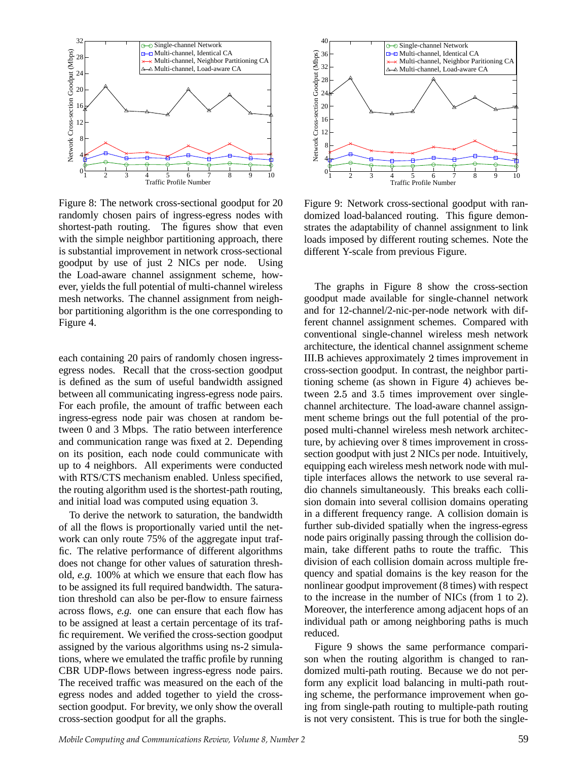Figure 8: The network cross-sectional goodput for 20 randomly chosen pairs of ingress-egress nodes with shortest-path routing. The figures show that even with the simple neighbor partitioning approach, there is substantial improvement in network cross-sectional goodput by use of just 2 NICs per node. Using the Load-aware channel assignment scheme, however, yields the full potential of multi-channel wireless mesh networks. The channel assignment from neighbor partitioning algorithm is the one corresponding to Figure 4.

Figure 9: Network cross-sectional goodput with randomized load-balanced routing. This figure demonstrates the adaptability of channel assignment to link loads imposed by different routing schemes. Note the different Y-scale from previous Figure.

each containing 20 pairs of randomly chosen ingress-egress nodes. Recall that the cross-section goodput is defined as the sum of useful bandwidth assigned between all communicating ingress-egress node pairs. For each profile, the amount of traffic between each ingress-egress node pair was chosen at random between 0 and 3 Mbps. The ratio between interference and communication range was fixed at 2. Depending on its position, each node could communicate with up to 4 neighbors. All experiments were conducted with RTS/CTS mechanism enabled. Unless specified, the routing algorithm used is the shortest-path routing, and initial load was computed using equation 3.

To derive the network to saturation, the bandwidth of all the flows is proportionally varied until the network can only route 75% of the aggregate input traffic. The relative performance of different algorithms does not change for other values of saturation threshold, *e.g.* 100% at which we ensure that each flow has to be assigned its full required bandwidth. The saturation threshold can also be per-flow to ensure fairness across flows, *e.g.* one can ensure that each flow has to be assigned at least a certain percentage of its traffic requirement. We verified the cross-section goodput assigned by the various algorithms using ns-2 simulations, where we emulated the traffic profile by running CBR UDP-flows between ingress-egress node pairs. The received traffic was measured on the each of the egress nodes and added together to yield the cross-section goodput. For brevity, we only show the overall cross-section goodput for all the graphs.

The graphs in Figure 8 show the cross-section goodput made available for single-channel network and for 12-channel/2-nic-per-node network with different channel assignment schemes. Compared with conventional single-channel wireless mesh network architecture, the identical channel assignment scheme III.B achieves approximately 2 times improvement in cross-section goodput. In contrast, the neighbor partitioning scheme (as shown in Figure 4) achieves between 2.5 and 3.5 times improvement over single-channel architecture. The load-aware channel assignment scheme brings out the full potential of the proposed multi-channel wireless mesh network architecture, by achieving over 8 times improvement in cross-section goodput with just 2 NICs per node. Intuitively, equipping each wireless mesh network node with multiple interfaces allows the network to use several radio channels simultaneously. This breaks each collision domain into several collision domains operating in a different frequency range. A collision domain is further sub-divided spatially when the ingress-egress node pairs originally passing through the collision domain, take different paths to route the traffic. This division of each collision domain across multiple frequency and spatial domains is the key reason for the nonlinear goodput improvement (8 times) with respect to the increase in the number of NICs (from 1 to 2). Moreover, the interference among adjacent hops of an individual path or among neighboring paths is much reduced.

Figure 9 shows the same performance comparison when the routing algorithm is changed to randomized multi-path routing. Because we do not perform any explicit load balancing in multi-path routing scheme, the performance improvement when going from single-path routing to multiple-path routing is not very consistent. This is true for both the single-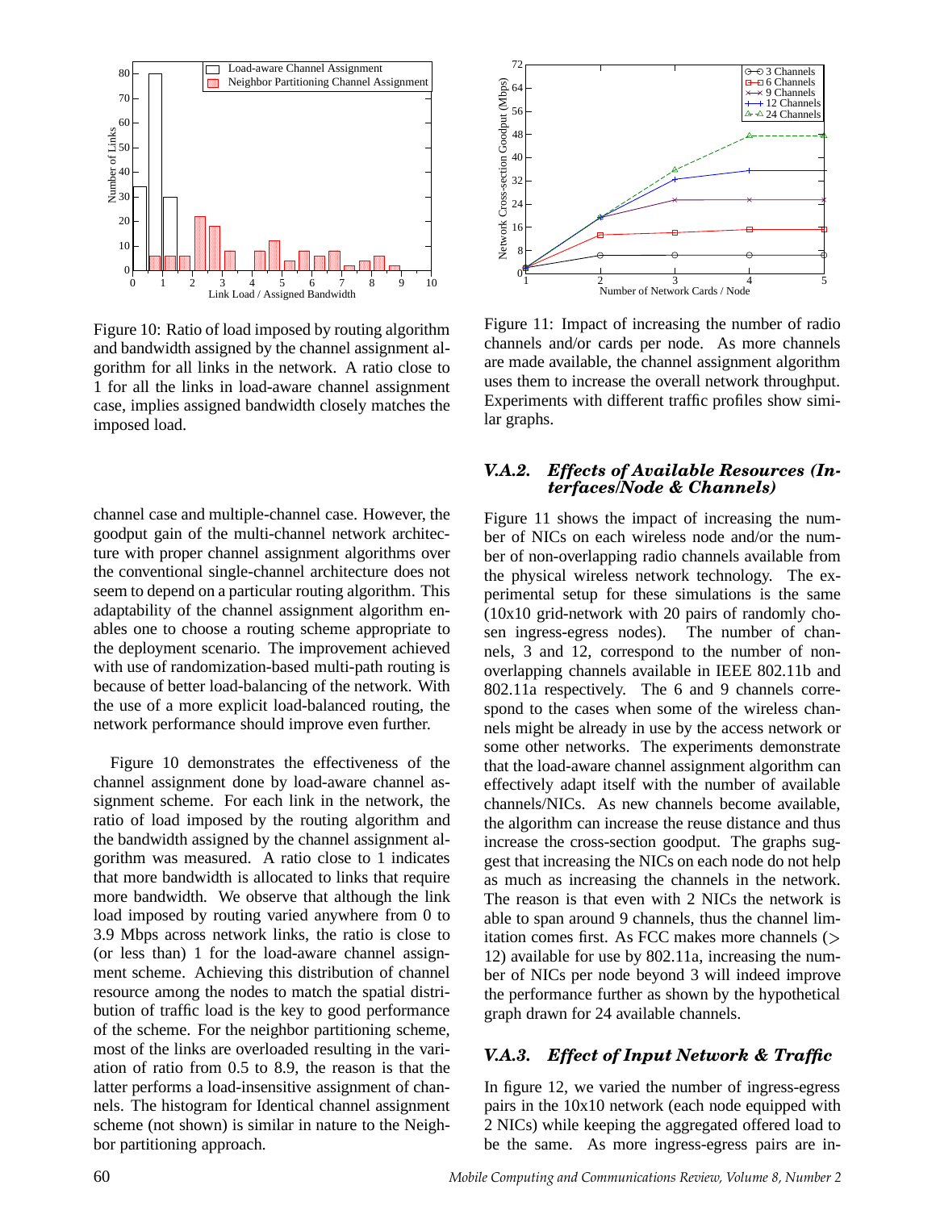Figure 10: Ratio of load imposed by routing algorithm and bandwidth assigned by the channel assignment algorithm for all links in the network. A ratio close to 1 for all the links in load-aware channel assignment case, implies assigned bandwidth closely matches the imposed load.

channel case and multiple-channel case. However, the goodput gain of the multi-channel network architecture with proper channel assignment algorithms over the conventional single-channel architecture does not seem to depend on a particular routing algorithm. This adaptability of the channel assignment algorithm enables one to choose a routing scheme appropriate to the deployment scenario. The improvement achieved with use of randomization-based multi-path routing is because of better load-balancing of the network. With the use of a more explicit load-balanced routing, the network performance should improve even further.

Figure 10 demonstrates the effectiveness of the channel assignment done by load-aware channel assignment scheme. For each link in the network, the ratio of load imposed by the routing algorithm and the bandwidth assigned by the channel assignment algorithm was measured. A ratio close to 1 indicates that more bandwidth is allocated to links that require more bandwidth. We observe that although the link load imposed by routing varied anywhere from 0 to 3.9 Mbps across network links, the ratio is close to (or less than) 1 for the load-aware channel assignment scheme. Achieving this distribution of channel resource among the nodes to match the spatial distribution of traffic load is the key to good performance of the scheme. For the neighbor partitioning scheme, most of the links are overloaded resulting in the variation of ratio from 0.5 to 8.9, the reason is that the latter performs a load-insensitive assignment of channels. The histogram for Identical channel assignment scheme (not shown) is similar in nature to the Neighbor partitioning approach.

Figure 11: Impact of increasing the number of radio channels and/or cards per node. As more channels are made available, the channel assignment algorithm uses them to increase the overall network throughput. Experiments with different traffic profiles show similar graphs.

### V.A.2. *Effects of Available Resources (Interfaces/Node & Channels)*

Figure 11 shows the impact of increasing the number of NICs on each wireless node and/or the number of non-overlapping radio channels available from the physical wireless network technology. The experimental setup for these simulations is the same (10x10 grid-network with 20 pairs of randomly chosen ingress-egress nodes). The number of channels, 3 and 12, correspond to the number of non-overlapping channels available in IEEE 802.11b and 802.11a respectively. The 6 and 9 channels correspond to the cases when some of the wireless channels might be already in use by the access network or some other networks. The experiments demonstrate that the load-aware channel assignment algorithm can effectively adapt itself with the number of available channels/NICs. As new channels become available, the algorithm can increase the reuse distance and thus increase the cross-section goodput. The graphs suggest that increasing the NICs on each node do not help as much as increasing the channels in the network. The reason is that even with 2 NICs the network is able to span around 9 channels, thus the channel limitation comes first. As FCC makes more channels ($>$ 12) available for use by 802.11a, increasing the number of NICs per node beyond 3 will indeed improve the performance further as shown by the hypothetical graph drawn for 24 available channels.

### V.A.3. *Effect of Input Network & Traffic*

In figure 12, we varied the number of ingress-egress pairs in the 10x10 network (each node equipped with 2 NICs) while keeping the aggregated offered load to be the same. As more ingress-egress pairs are in-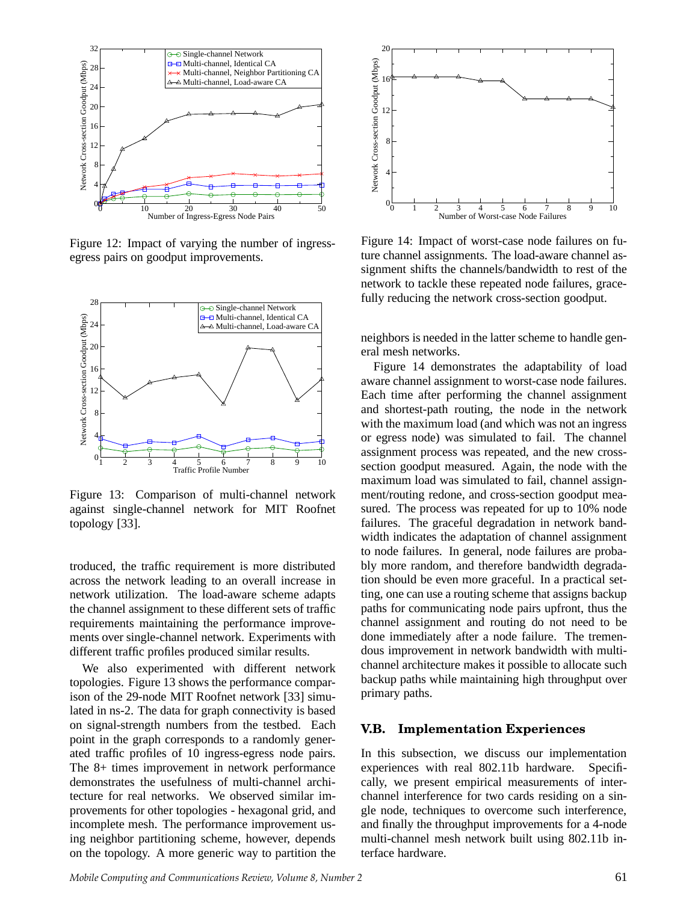Figure 12: Impact of varying the number of ingress-egress pairs on goodput improvements.

Figure 13: Comparison of multi-channel network against single-channel network for MIT Roofnet topology [33].

troduced, the traffic requirement is more distributed across the network leading to an overall increase in network utilization. The load-aware scheme adapts the channel assignment to these different sets of traffic requirements maintaining the performance improvements over single-channel network. Experiments with different traffic profiles produced similar results.

We also experimented with different network topologies. Figure 13 shows the performance comparison of the 29-node MIT Roofnet network [33] simulated in ns-2. The data for graph connectivity is based on signal-strength numbers from the testbed. Each point in the graph corresponds to a randomly generated traffic profiles of 10 ingress-egress node pairs. The 8+ times improvement in network performance demonstrates the usefulness of multi-channel architecture for real networks. We observed similar improvements for other topologies - hexagonal grid, and incomplete mesh. The performance improvement using neighbor partitioning scheme, however, depends on the topology. A more generic way to partition the neighbors is needed in the latter scheme to handle general mesh networks.

Figure 14: Impact of worst-case node failures on future channel assignments. The load-aware channel assignment shifts the channels/bandwidth to rest of the network to tackle these repeated node failures, gracefully reducing the network cross-section goodput.

Figure 14 demonstrates the adaptability of load aware channel assignment to worst-case node failures. Each time after performing the channel assignment and shortest-path routing, the node in the network with the maximum load (and which was not an ingress or egress node) was simulated to fail. The channel assignment process was repeated, and the new cross-section goodput measured. Again, the node with the maximum load was simulated to fail, channel assignment/routing redone, and cross-section goodput measured. The process was repeated for up to 10% node failures. The graceful degradation in network bandwidth indicates the adaptation of channel assignment to node failures. In general, node failures are probably more random, and therefore bandwidth degradation should be even more graceful. In a practical setting, one can use a routing scheme that assigns backup paths for communicating node pairs upfront, thus the channel assignment and routing do not need to be done immediately after a node failure. The tremendous improvement in network bandwidth with multi-channel architecture makes it possible to allocate such backup paths while maintaining high throughput over primary paths.

### V.B. Implementation Experiences

In this subsection, we discuss our implementation experiences with real 802.11b hardware. Specifically, we present empirical measurements of inter-channel interference for two cards residing on a single node, techniques to overcome such interference, and finally the throughput improvements for a 4-node multi-channel mesh network built using 802.11b interface hardware.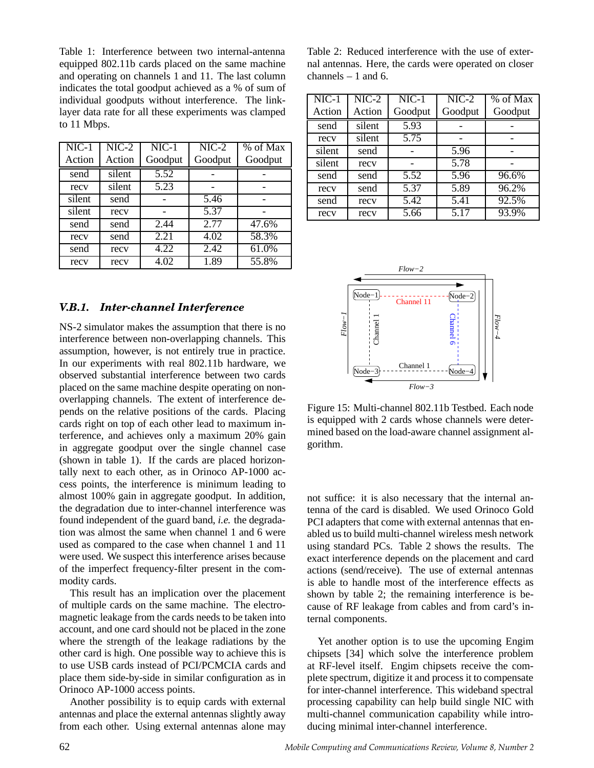Table 1: Interference between two internal-antenna equipped 802.11b cards placed on the same machine and operating on channels 1 and 11. The last column indicates the total goodput achieved as a % of sum of individual goodputs without interference. The link-layer data rate for all these experiments was clamped to 11 Mbps.

| NIC-1 Action | NIC-2 Action | NIC-1 Goodput | NIC-2 Goodput | % of Max Goodput |
|---|---|---|---|---|
| send | silent | 5.52 | - | - |
| recv | silent | 5.23 | - | - |
| silent | send | - | 5.46 | - |
| silent | recv | - | 5.37 | - |
| send | send | 2.44 | 2.77 | 47.6% |
| recv | send | 2.21 | 4.02 | 58.3% |
| send | recv | 4.22 | 2.42 | 61.0% |
| recv | recv | 4.02 | 1.89 | 55.8% |

#### V.B.1. Inter-channel Interference

NS-2 simulator makes the assumption that there is no interference between non-overlapping channels. This assumption, however, is not entirely true in practice. In our experiments with real 802.11b hardware, we observed substantial interference between two cards placed on the same machine despite operating on non-overlapping channels. The extent of interference depends on the relative positions of the cards. Placing cards right on top of each other lead to maximum interference, and achieves only a maximum 20% gain in aggregate goodput over the single channel case (shown in table 1). If the cards are placed horizontally next to each other, as in Orinoco AP-1000 access points, the interference is minimum leading to almost 100% gain in aggregate goodput. In addition, the degradation due to inter-channel interference was found independent of the guard band, *i.e.* the degradation was almost the same when channel 1 and 6 were used as compared to the case when channel 1 and 11 were used. We suspect this interference arises because of the imperfect frequency-filter present in the commodity cards.

This result has an implication over the placement of multiple cards on the same machine. The electromagnetic leakage from the cards needs to be taken into account, and one card should not be placed in the zone where the strength of the leakage radiations by the other card is high. One possible way to achieve this is to use USB cards instead of PCI/PCMCIA cards and place them side-by-side in similar configuration as in Orinoco AP-1000 access points.

Another possibility is to equip cards with external antennas and place the external antennas slightly away from each other. Using external antennas alone may not suffice: it is also necessary that the internal antenna of the card is disabled. We used Orinoco Gold PCI adapters that come with external antennas that enabled us to build multi-channel wireless mesh network using standard PCs. Table 2 shows the results. The exact interference depends on the placement and card actions (send/receive). The use of external antennas is able to handle most of the interference effects as shown by table 2; the remaining interference is because of RF leakage from cables and from card's internal components.

Table 2: Reduced interference with the use of external antennas. Here, the cards were operated on closer channels – 1 and 6.

| NIC-1 Action | NIC-2 Action | NIC-1 Goodput | NIC-2 Goodput | % of Max Goodput |
|---|---|---|---|---|
| send | silent | 5.93 | - | - |
| recv | silent | 5.75 | - | - |
| silent | send | - | 5.96 | - |
| silent | recv | - | 5.78 | - |
| send | send | 5.52 | 5.96 | 96.6% |
| recv | send | 5.37 | 5.89 | 96.2% |
| send | recv | 5.42 | 5.41 | 92.5% |
| recv | recv | 5.66 | 5.17 | 93.9% |

Figure 15: Multi-channel 802.11b Testbed. Each node is equipped with 2 cards whose channels were determined based on the load-aware channel assignment algorithm.

Yet another option is to use the upcoming Engim chipsets [34] which solve the interference problem at RF-level itself. Engim chipsets receive the complete spectrum, digitize it and process it to compensate for inter-channel interference. This wideband spectral processing capability can help build single NIC with multi-channel communication capability while introducing minimal inter-channel interference.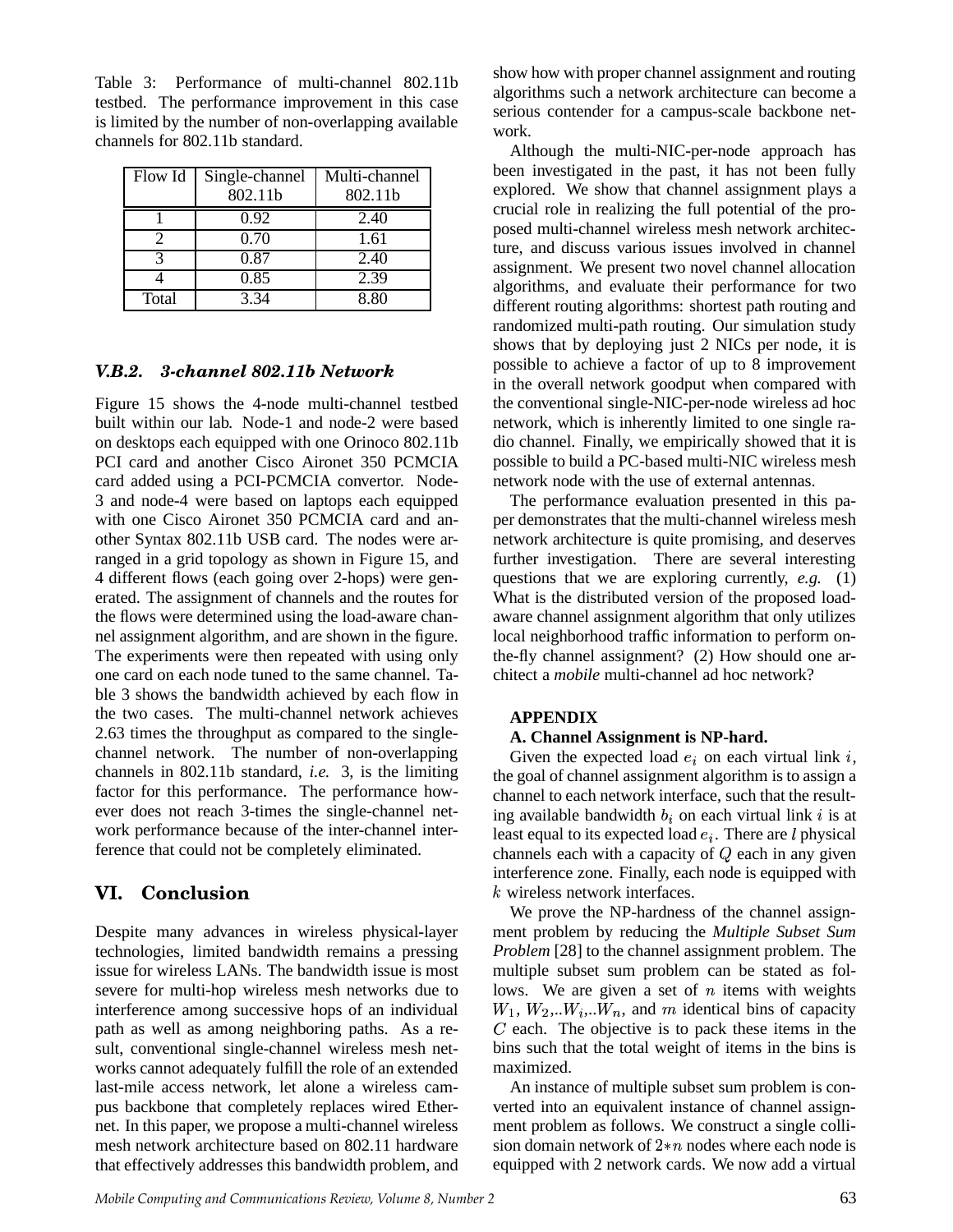Table 3: Performance of multi-channel 802.11b testbed. The performance improvement in this case is limited by the number of non-overlapping available channels for 802.11b standard.

| Flow Id | Single-channel 802.11b | Multi-channel 802.11b |
|---|---|---|
| 1 | 0.92 | 2.40 |
| 2 | 0.70 | 1.61 |
| 3 | 0.87 | 2.40 |
| 4 | 0.85 | 2.39 |
| Total | 3.34 | 8.80 |

#### V.B.2. 3-channel 802.11b Network

Figure 15 shows the 4-node multi-channel testbed built within our lab. Node-1 and node-2 were based on desktops each equipped with one Orinoco 802.11b PCI card and another Cisco Aironet 350 PCMCIA card added using a PCI-PCMCIA convertor. Node-3 and node-4 were based on laptops each equipped with one Cisco Aironet 350 PCMCIA card and another Syntax 802.11b USB card. The nodes were arranged in a grid topology as shown in Figure 15, and 4 different flows (each going over 2-hops) were generated. The assignment of channels and the routes for the flows were determined using the load-aware channel assignment algorithm, and are shown in the figure. The experiments were then repeated with using only one card on each node tuned to the same channel. Table 3 shows the bandwidth achieved by each flow in the two cases. The multi-channel network achieves 2.63 times the throughput as compared to the single-channel network. The number of non-overlapping channels in 802.11b standard, *i.e.* 3, is the limiting factor for this performance. The performance however does not reach 3-times the single-channel network performance because of the inter-channel interference that could not be completely eliminated.

## VI. Conclusion

Despite many advances in wireless physical-layer technologies, limited bandwidth remains a pressing issue for wireless LANs. The bandwidth issue is most severe for multi-hop wireless mesh networks due to interference among successive hops of an individual path as well as among neighboring paths. As a result, conventional single-channel wireless mesh networks cannot adequately fulfill the role of an extended last-mile access network, let alone a wireless campus backbone that completely replaces wired Ethernet. In this paper, we propose a multi-channel wireless mesh network architecture based on 802.11 hardware that effectively addresses this bandwidth problem, and show how with proper channel assignment and routing algorithms such a network architecture can become a serious contender for a campus-scale backbone network.

Although the multi-NIC-per-node approach has been investigated in the past, it has not been fully explored. We show that channel assignment plays a crucial role in realizing the full potential of the proposed multi-channel wireless mesh network architecture, and discuss various issues involved in channel assignment. We present two novel channel allocation algorithms, and evaluate their performance for two different routing algorithms: shortest path routing and randomized multi-path routing. Our simulation study shows that by deploying just 2 NICs per node, it is possible to achieve a factor of up to 8 improvement in the overall network goodput when compared with the conventional single-NIC-per-node wireless ad hoc network, which is inherently limited to one single radio channel. Finally, we empirically showed that it is possible to build a PC-based multi-NIC wireless mesh network node with the use of external antennas.

The performance evaluation presented in this paper demonstrates that the multi-channel wireless mesh network architecture is quite promising, and deserves further investigation. There are several interesting questions that we are exploring currently, *e.g.* (1) What is the distributed version of the proposed load-aware channel assignment algorithm that only utilizes local neighborhood traffic information to perform on-the-fly channel assignment? (2) How should one architect a *mobile* multi-channel ad hoc network?

## APPENDIX

### A. Channel Assignment is NP-hard.

Given the expected load $e_i$ on each virtual link $i$, the goal of channel assignment algorithm is to assign a channel to each network interface, such that the resulting available bandwidth $b_i$ on each virtual link $i$ is at least equal to its expected load $e_i$. There are $l$ physical channels each with a capacity of $Q$ each in any given interference zone. Finally, each node is equipped with $k$ wireless network interfaces.

We prove the NP-hardness of the channel assignment problem by reducing the *Multiple Subset Sum Problem* [28] to the channel assignment problem. The multiple subset sum problem can be stated as follows. We are given a set of $n$ items with weights $W_1$, $W_2$,..$W_i$,..$W_n$, and $m$ identical bins of capacity $C$ each. The objective is to pack these items in the bins such that the total weight of items in the bins is maximized.

An instance of multiple subset sum problem is converted into an equivalent instance of channel assignment problem as follows. We construct a single collision domain network of $2*n$ nodes where each node is equipped with 2 network cards. We now add a virtual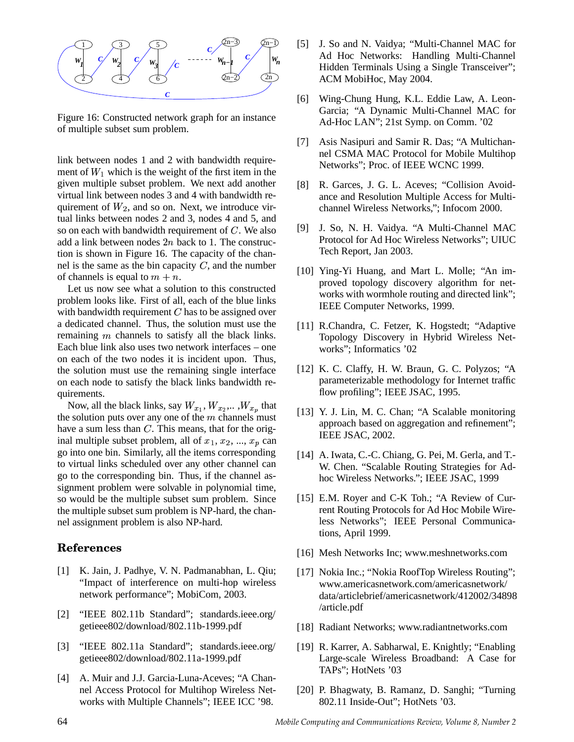Figure 16: Constructed network graph for an instance of multiple subset sum problem.

link between nodes 1 and 2 with bandwidth requirement of $W_1$ which is the weight of the first item in the given multiple subset problem. We next add another virtual link between nodes 3 and 4 with bandwidth requirement of $W_2$, and so on. Next, we introduce virtual links between nodes 2 and 3, nodes 4 and 5, and so on each with bandwidth requirement of $C$. We also add a link between nodes $2n$ back to 1. The construction is shown in Figure 16. The capacity of the channel is the same as the bin capacity $C$, and the number of channels is equal to $m + n$.

Let us now see what a solution to this constructed problem looks like. First of all, each of the blue links with bandwidth requirement $C$ has to be assigned over a dedicated channel. Thus, the solution must use the remaining $m$ channels to satisfy all the black links. Each blue link also uses two network interfaces – one on each of the two nodes it is incident upon. Thus, the solution must use the remaining single interface on each node to satisfy the black links bandwidth requirements.

Now, all the black links, say $W_{x_1}, W_{x_2}, .. ,W_{x_p}$ that the solution puts over any one of the $m$ channels must have a sum less than $C$. This means, that for the original multiple subset problem, all of $x_1, x_2, ..., x_p$ can go into one bin. Similarly, all the items corresponding to virtual links scheduled over any other channel can go to the corresponding bin. Thus, if the channel assignment problem was solvable in polynomial time, so would be the multiple subset sum problem. Since the multiple subset sum problem is NP-hard, the channel assignment problem is also NP-hard.

## References

[1] K. Jain, J. Padhye, V. N. Padmanabhan, L. Qiu; "Impact of interference on multi-hop wireless network performance"; MobiCom, 2003.

[2] "IEEE 802.11b Standard"; standards.ieee.org/getieee802/download/802.11b-1999.pdf

[3] "IEEE 802.11a Standard"; standards.ieee.org/getieee802/download/802.11a-1999.pdf

[4] A. Muir and J.J. Garcia-Luna-Aceves; "A Channel Access Protocol for Multihop Wireless Networks with Multiple Channels"; IEEE ICC '98.

[5] J. So and N. Vaidya; "Multi-Channel MAC for Ad Hoc Networks: Handling Multi-Channel Hidden Terminals Using a Single Transceiver"; ACM MobiHoc, May 2004.

[6] Wing-Chung Hung, K.L. Eddie Law, A. Leon-Garcia; "A Dynamic Multi-Channel MAC for Ad-Hoc LAN"; 21st Symp. on Comm. '02

[7] Asis Nasipuri and Samir R. Das; "A Multichannel CSMA MAC Protocol for Mobile Multihop Networks"; Proc. of IEEE WCNC 1999.

[8] R. Garces, J. G. L. Aceves; "Collision Avoidance and Resolution Multiple Access for Multichannel Wireless Networks,"; Infocom 2000.

[9] J. So, N. H. Vaidya. "A Multi-Channel MAC Protocol for Ad Hoc Wireless Networks"; UIUC Tech Report, Jan 2003.

[10] Ying-Yi Huang, and Mart L. Molle; "An improved topology discovery algorithm for networks with wormhole routing and directed link"; IEEE Computer Networks, 1999.

[11] R.Chandra, C. Fetzer, K. Hogstedt; "Adaptive Topology Discovery in Hybrid Wireless Networks"; Informatics '02

[12] K. C. Claffy, H. W. Braun, G. C. Polyzos; "A parameterizable methodology for Internet traffic flow profiling"; IEEE JSAC, 1995.

[13] Y. J. Lin, M. C. Chan; "A Scalable monitoring approach based on aggregation and refinement"; IEEE JSAC, 2002.

[14] A. Iwata, C.-C. Chiang, G. Pei, M. Gerla, and T.-W. Chen. "Scalable Routing Strategies for Adhoc Wireless Networks."; IEEE JSAC, 1999

[15] E.M. Royer and C-K Toh.; "A Review of Current Routing Protocols for Ad Hoc Mobile Wireless Networks"; IEEE Personal Communications, April 1999.

[16] Mesh Networks Inc; www.meshnetworks.com

[17] Nokia Inc.; "Nokia RoofTop Wireless Routing"; www.americasnetwork.com/americasnetwork/data/articlebrief/americasnetwork/412002/34898/article.pdf

[18] Radiant Networks; www.radiantnetworks.com

[19] R. Karrer, A. Sabharwal, E. Knightly; "Enabling Large-scale Wireless Broadband: A Case for TAPs"; HotNets '03

[20] P. Bhagwaty, B. Ramanz, D. Sanghi; "Turning 802.11 Inside-Out"; HotNets '03.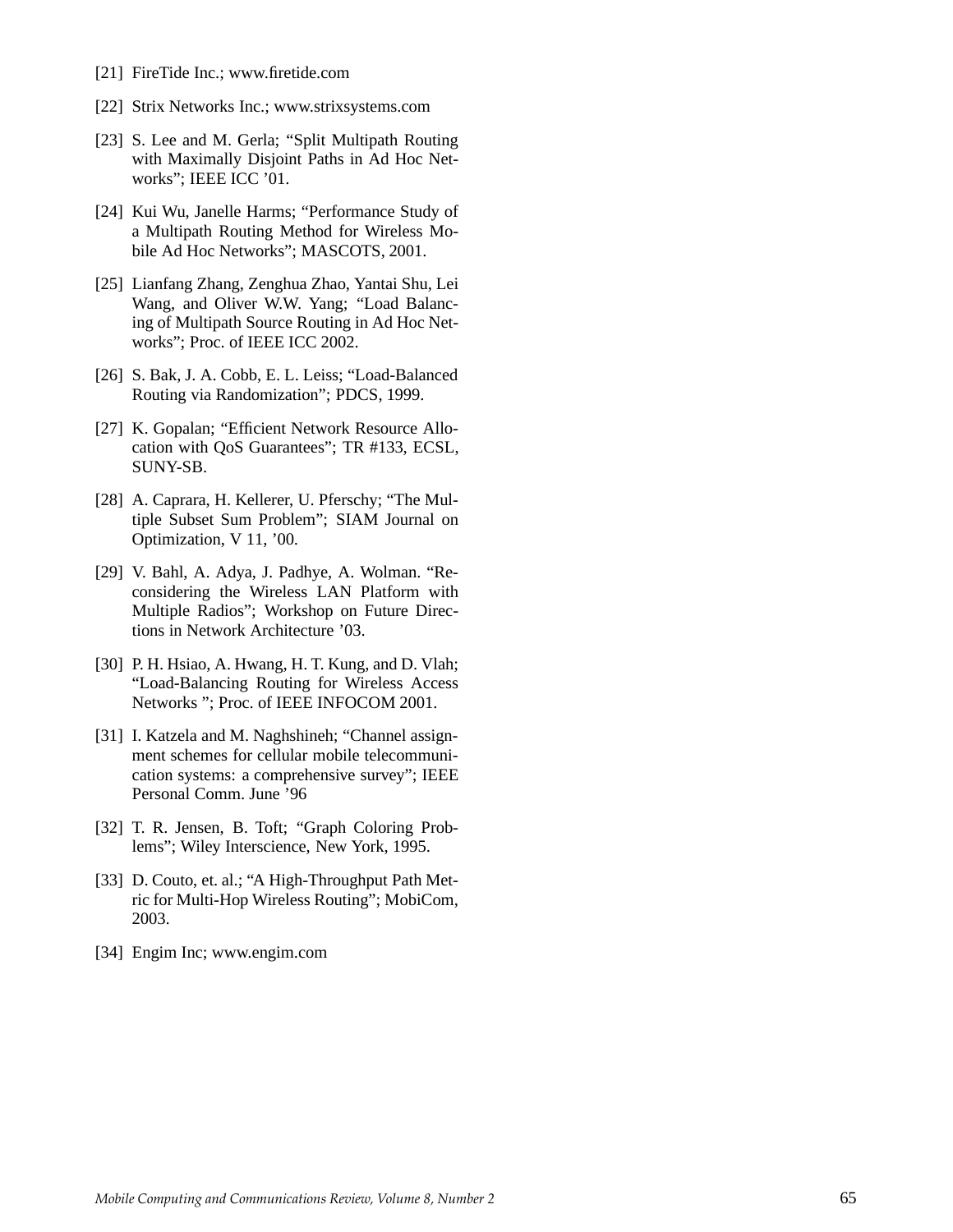[21] FireTide Inc.; www.firetide.com

[22] Strix Networks Inc.; www.strixsystems.com

[23] S. Lee and M. Gerla; "Split Multipath Routing with Maximally Disjoint Paths in Ad Hoc Networks"; IEEE ICC '01.

[24] Kui Wu, Janelle Harms; "Performance Study of a Multipath Routing Method for Wireless Mobile Ad Hoc Networks"; MASCOTS, 2001.

[25] Lianfang Zhang, Zenghua Zhao, Yantai Shu, Lei Wang, and Oliver W.W. Yang; "Load Balancing of Multipath Source Routing in Ad Hoc Networks"; Proc. of IEEE ICC 2002.

[26] S. Bak, J. A. Cobb, E. L. Leiss; "Load-Balanced Routing via Randomization"; PDCS, 1999.

[27] K. Gopalan; "Efficient Network Resource Allocation with QoS Guarantees"; TR #133, ECSL, SUNY-SB.

[28] A. Caprara, H. Kellerer, U. Pferschy; "The Multiple Subset Sum Problem"; SIAM Journal on Optimization, V 11, '00.

[29] V. Bahl, A. Adya, J. Padhye, A. Wolman. "Reconsidering the Wireless LAN Platform with Multiple Radios"; Workshop on Future Directions in Network Architecture '03.

[30] P. H. Hsiao, A. Hwang, H. T. Kung, and D. Vlah; "Load-Balancing Routing for Wireless Access Networks "; Proc. of IEEE INFOCOM 2001.

[31] I. Katzela and M. Naghshineh; "Channel assignment schemes for cellular mobile telecommunication systems: a comprehensive survey"; IEEE Personal Comm. June '96

[32] T. R. Jensen, B. Toft; "Graph Coloring Problems"; Wiley Interscience, New York, 1995.

[33] D. Couto, et. al.; "A High-Throughput Path Metric for Multi-Hop Wireless Routing"; MobiCom, 2003.

[34] Engim Inc; www.engim.com